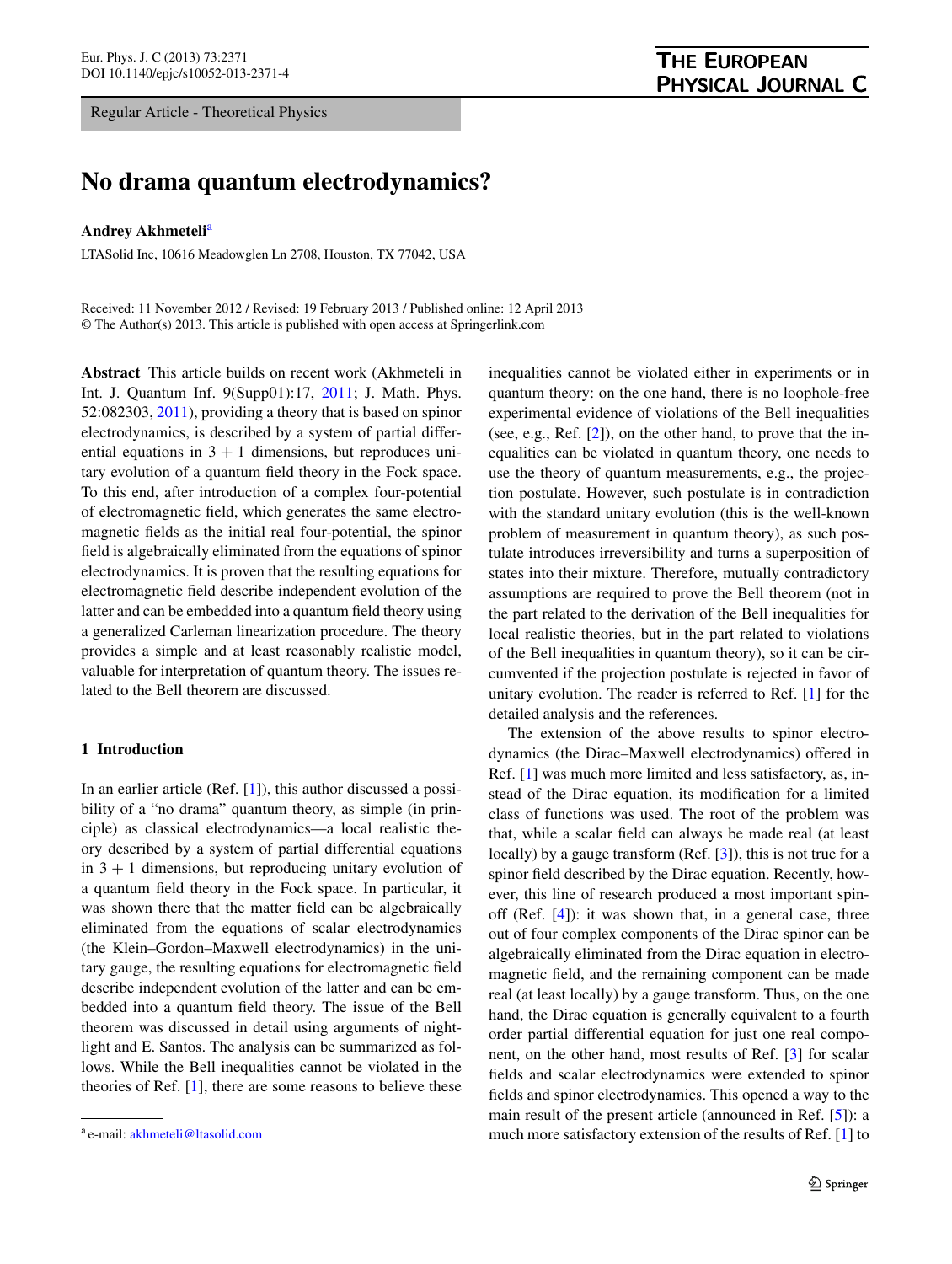Regular Article - Theoretical Physics

# No drama quantum electrodynamics?

**Andrey Akhmeteli**[a]

LTASolid Inc, 10616 Meadowglen Ln 2708, Houston, TX 77042, USA

Received: 11 November 2012 / Revised: 19 February 2013 / Published online: 12 April 2013
© The Author(s) 2013. This article is published with open access at Springerlink.com

**Abstract** This article builds on recent work (Akhmeteli in Int. J. Quantum Inf. 9(Supp01):17, 2011; J. Math. Phys. 52:082303, 2011), providing a theory that is based on spinor electrodynamics, is described by a system of partial differential equations in $3+1$ dimensions, but reproduces unitary evolution of a quantum field theory in the Fock space. To this end, after introduction of a complex four-potential of electromagnetic field, which generates the same electromagnetic fields as the initial real four-potential, the spinor field is algebraically eliminated from the equations of spinor electrodynamics. It is proven that the resulting equations for electromagnetic field describe independent evolution of the latter and can be embedded into a quantum field theory using a generalized Carleman linearization procedure. The theory provides a simple and at least reasonably realistic model, valuable for interpretation of quantum theory. The issues related to the Bell theorem are discussed.

## 1 Introduction

In an earlier article (Ref. [1]), this author discussed a possibility of a "no drama" quantum theory, as simple (in principle) as classical electrodynamics—a local realistic theory described by a system of partial differential equations in $3+1$ dimensions, but reproducing unitary evolution of a quantum field theory in the Fock space. In particular, it was shown there that the matter field can be algebraically eliminated from the equations of scalar electrodynamics (the Klein–Gordon–Maxwell electrodynamics) in the unitary gauge, the resulting equations for electromagnetic field describe independent evolution of the latter and can be embedded into a quantum field theory. The issue of the Bell theorem was discussed in detail using arguments of nightlight and E. Santos. The analysis can be summarized as follows. While the Bell inequalities cannot be violated in the theories of Ref. [1], there are some reasons to believe these inequalities cannot be violated either in experiments or in quantum theory: on the one hand, there is no loophole-free experimental evidence of violations of the Bell inequalities (see, e.g., Ref. [2]), on the other hand, to prove that the inequalities can be violated in quantum theory, one needs to use the theory of quantum measurements, e.g., the projection postulate. However, such postulate is in contradiction with the standard unitary evolution (this is the well-known problem of measurement in quantum theory), as such postulate introduces irreversibility and turns a superposition of states into their mixture. Therefore, mutually contradictory assumptions are required to prove the Bell theorem (not in the part related to the derivation of the Bell inequalities for local realistic theories, but in the part related to violations of the Bell inequalities in quantum theory), so it can be circumvented if the projection postulate is rejected in favor of unitary evolution. The reader is referred to Ref. [1] for the detailed analysis and the references.

The extension of the above results to spinor electrodynamics (the Dirac–Maxwell electrodynamics) offered in Ref. [1] was much more limited and less satisfactory, as, instead of the Dirac equation, its modification for a limited class of functions was used. The root of the problem was that, while a scalar field can always be made real (at least locally) by a gauge transform (Ref. [3]), this is not true for a spinor field described by the Dirac equation. Recently, however, this line of research produced a most important spin-off (Ref. [4]): it was shown that, in a general case, three out of four complex components of the Dirac spinor can be algebraically eliminated from the Dirac equation in electromagnetic field, and the remaining component can be made real (at least locally) by a gauge transform. Thus, on the one hand, the Dirac equation is generally equivalent to a fourth order partial differential equation for just one real component, on the other hand, most results of Ref. [3] for scalar fields and scalar electrodynamics were extended to spinor fields and spinor electrodynamics. This opened a way to the main result of the present article (announced in Ref. [5]): a much more satisfactory extension of the results of Ref. [1] to

[a] e-mail: akhmeteli@ltasolid.com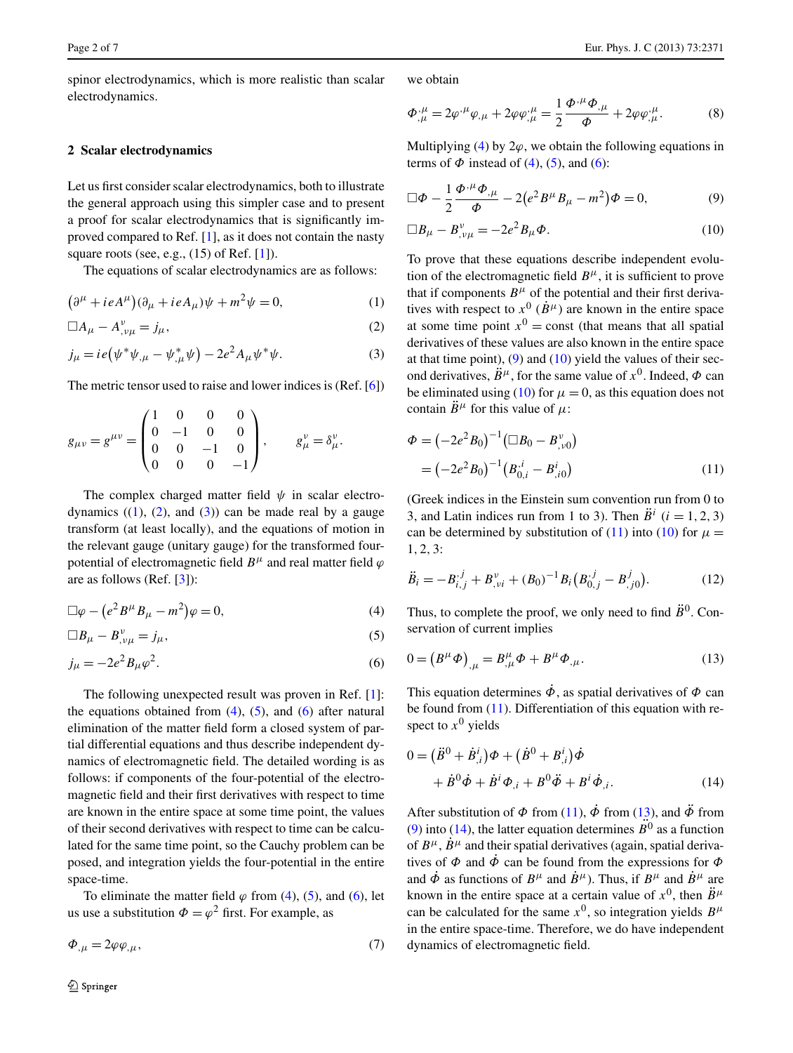spinor electrodynamics, which is more realistic than scalar electrodynamics.

## 2 Scalar electrodynamics

Let us first consider scalar electrodynamics, both to illustrate the general approach using this simpler case and to present a proof for scalar electrodynamics that is significantly improved compared to Ref. [1], as it does not contain the nasty square roots (see, e.g., (15) of Ref. [1]).

The equations of scalar electrodynamics are as follows:

$$\left(\partial^\mu + ieA^\mu\right)(\partial_\mu + ieA_\mu)\psi + m^2\psi = 0, \tag{1}$$

$$\Box A_\mu - A^\nu_{,\nu\mu} = j_\mu, \tag{2}$$

$$j_\mu = ie\left(\psi^*\psi_{,\mu} - \psi^*_{,\mu}\psi\right) - 2e^2 A_\mu \psi^*\psi. \tag{3}$$

The metric tensor used to raise and lower indices is (Ref. [6])

$$g_{\mu\nu} = g^{\mu\nu} = \begin{pmatrix} 1 & 0 & 0 & 0 \\ 0 & -1 & 0 & 0 \\ 0 & 0 & -1 & 0 \\ 0 & 0 & 0 & -1 \end{pmatrix}, \qquad g^\nu_\mu = \delta^\nu_\mu.$$

The complex charged matter field $\psi$ in scalar electrodynamics ((1), (2), and (3)) can be made real by a gauge transform (at least locally), and the equations of motion in the relevant gauge (unitary gauge) for the transformed four-potential of electromagnetic field $B^\mu$ and real matter field $\varphi$ are as follows (Ref. [3]):

$$\Box\varphi - \left(e^2 B^\mu B_\mu - m^2\right)\varphi = 0, \tag{4}$$

$$\Box B_\mu - B^\nu_{,\nu\mu} = j_\mu, \tag{5}$$

$$j_\mu = -2e^2 B_\mu \varphi^2. \tag{6}$$

The following unexpected result was proven in Ref. [1]: the equations obtained from (4), (5), and (6) after natural elimination of the matter field form a closed system of partial differential equations and thus describe independent dynamics of electromagnetic field. The detailed wording is as follows: if components of the four-potential of the electromagnetic field and their first derivatives with respect to time are known in the entire space at some time point, the values of their second derivatives with respect to time can be calculated for the same time point, so the Cauchy problem can be posed, and integration yields the four-potential in the entire space-time.

To eliminate the matter field $\varphi$ from (4), (5), and (6), let us use a substitution $\Phi = \varphi^2$ first. For example, as

$$\Phi_{,\mu} = 2\varphi\varphi_{,\mu}, \tag{7}$$

we obtain

$$\Phi^{,\mu}_{,\mu} = 2\varphi^{,\mu}\varphi_{,\mu} + 2\varphi\varphi^{,\mu}_{,\mu} = \frac{1}{2}\frac{\Phi^{,\mu}\Phi_{,\mu}}{\Phi} + 2\varphi\varphi^{,\mu}_{,\mu}. \tag{8}$$

Multiplying (4) by $2\varphi$, we obtain the following equations in terms of $\Phi$ instead of (4), (5), and (6):

$$\Box\Phi - \frac{1}{2}\frac{\Phi^{,\mu}\Phi_{,\mu}}{\Phi} - 2\left(e^2 B^\mu B_\mu - m^2\right)\Phi = 0, \tag{9}$$

$$\Box B_\mu - B^\nu_{,\nu\mu} = -2e^2 B_\mu \Phi. \tag{10}$$

To prove that these equations describe independent evolution of the electromagnetic field $B^\mu$, it is sufficient to prove that if components $B^\mu$ of the potential and their first derivatives with respect to $x^0$ ($\dot{B}^\mu$) are known in the entire space at some time point $x^0 = \mathrm{const}$ (that means that all spatial derivatives of these values are also known in the entire space at that time point), (9) and (10) yield the values of their second derivatives, $\ddot{B}^\mu$, for the same value of $x^0$. Indeed, $\Phi$ can be eliminated using (10) for $\mu = 0$, as this equation does not contain $\ddot{B}^\mu$ for this value of $\mu$:

$$\begin{aligned}\Phi &= \left(-2e^2 B_0\right)^{-1}\left(\Box B_0 - B^\nu_{,\nu 0}\right) \\ &= \left(-2e^2 B_0\right)^{-1}\left(B^{,i}_{0,i} - B^i_{,i0}\right)\end{aligned} \tag{11}$$

(Greek indices in the Einstein sum convention run from 0 to 3, and Latin indices run from 1 to 3). Then $\ddot{B}^i$ ($i = 1, 2, 3$) can be determined by substitution of (11) into (10) for $\mu = 1, 2, 3$:

$$\ddot{B}_i = -B^{,j}_{i,j} + B^\nu_{,\nu i} + (B_0)^{-1} B_i \left(B^{,j}_{0,j} - B^j_{,j0}\right). \tag{12}$$

Thus, to complete the proof, we only need to find $\ddot{B}^0$. Conservation of current implies

$$0 = \left(B^\mu\Phi\right)_{,\mu} = B^\mu_{,\mu}\Phi + B^\mu\Phi_{,\mu}. \tag{13}$$

This equation determines $\dot{\Phi}$, as spatial derivatives of $\Phi$ can be found from (11). Differentiation of this equation with respect to $x^0$ yields

$$\begin{aligned}0 = {} & \left(\ddot{B}^0 + \dot{B}^i_{,i}\right)\Phi + \left(\dot{B}^0 + B^i_{,i}\right)\dot{\Phi} \\ & + \dot{B}^0\dot{\Phi} + \dot{B}^i\Phi_{,i} + B^0\ddot{\Phi} + B^i\dot{\Phi}_{,i}.\end{aligned} \tag{14}$$

After substitution of $\Phi$ from (11), $\dot{\Phi}$ from (13), and $\ddot{\Phi}$ from (9) into (14), the latter equation determines $\ddot{B}^0$ as a function of $B^\mu$, $\dot{B}^\mu$ and their spatial derivatives (again, spatial derivatives of $\Phi$ and $\dot{\Phi}$ can be found from the expressions for $\Phi$ and $\dot{\Phi}$ as functions of $B^\mu$ and $\dot{B}^\mu$). Thus, if $B^\mu$ and $\dot{B}^\mu$ are known in the entire space at a certain value of $x^0$, then $\ddot{B}^\mu$ can be calculated for the same $x^0$, so integration yields $B^\mu$ in the entire space-time. Therefore, we do have independent dynamics of electromagnetic field.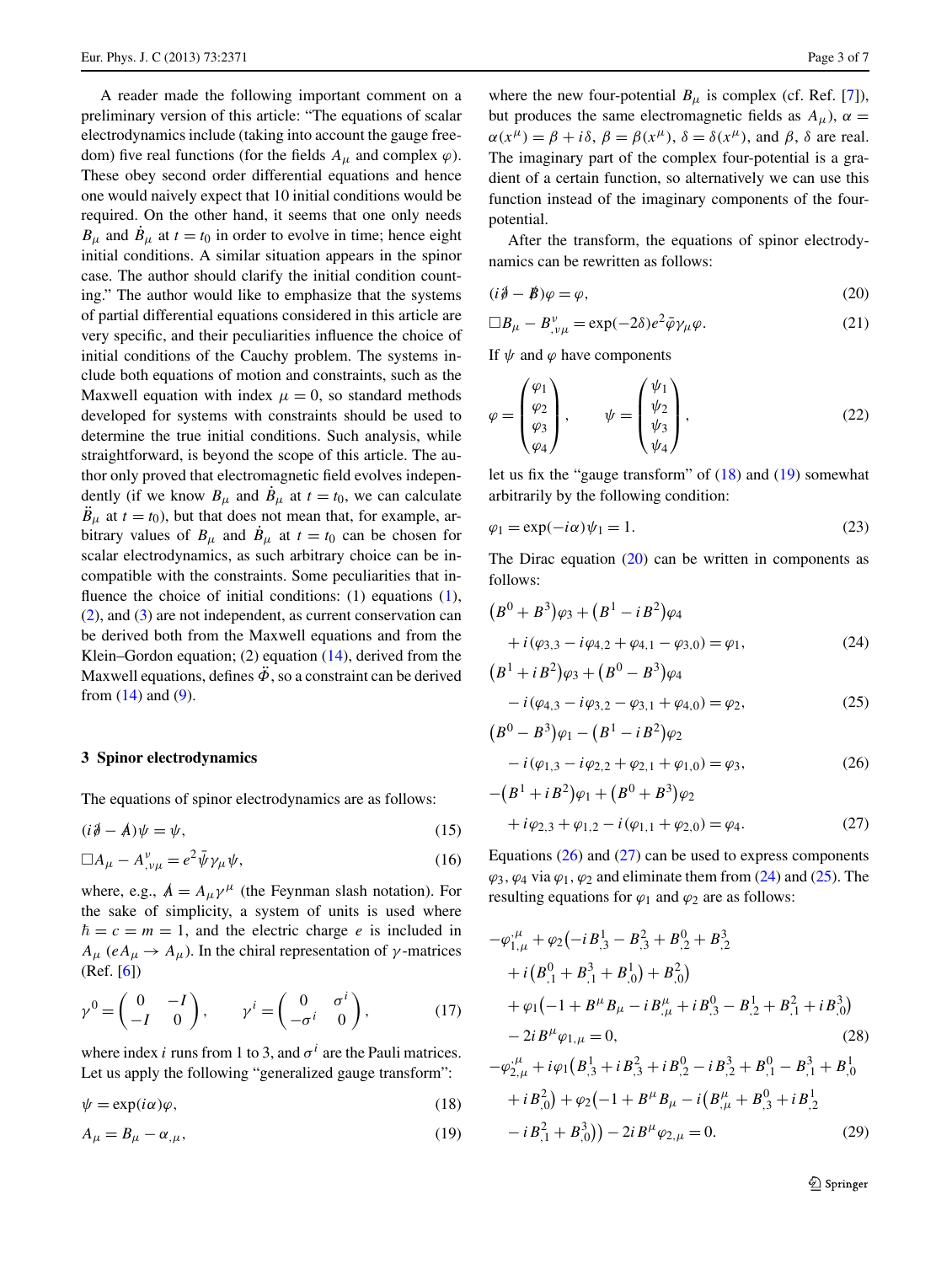A reader made the following important comment on a preliminary version of this article: "The equations of scalar electrodynamics include (taking into account the gauge freedom) five real functions (for the fields $A_\mu$ and complex $\varphi$). These obey second order differential equations and hence one would naively expect that 10 initial conditions would be required. On the other hand, it seems that one only needs $B_\mu$ and $\dot{B}_\mu$ at $t = t_0$ in order to evolve in time; hence eight initial conditions. A similar situation appears in the spinor case. The author should clarify the initial condition counting." The author would like to emphasize that the systems of partial differential equations considered in this article are very specific, and their peculiarities influence the choice of initial conditions of the Cauchy problem. The systems include both equations of motion and constraints, such as the Maxwell equation with index $\mu = 0$, so standard methods developed for systems with constraints should be used to determine the true initial conditions. Such analysis, while straightforward, is beyond the scope of this article. The author only proved that electromagnetic field evolves independently (if we know $B_\mu$ and $\dot{B}_\mu$ at $t = t_0$, we can calculate $\ddot{B}_\mu$ at $t = t_0$), but that does not mean that, for example, arbitrary values of $B_\mu$ and $\dot{B}_\mu$ at $t = t_0$ can be chosen for scalar electrodynamics, as such arbitrary choice can be incompatible with the constraints. Some peculiarities that influence the choice of initial conditions: (1) equations (1), (2), and (3) are not independent, as current conservation can be derived both from the Maxwell equations and from the Klein–Gordon equation; (2) equation (14), derived from the Maxwell equations, defines $\ddot{\Phi}$, so a constraint can be derived from (14) and (9).

## 3 Spinor electrodynamics

The equations of spinor electrodynamics are as follows:

$$(i\partial\!\!\!/ - A\!\!\!/)\psi = \psi, \tag{15}$$

$$\Box A_\mu - A^\nu_{,\nu\mu} = e^2\bar{\psi}\gamma_\mu\psi, \tag{16}$$

where, e.g., $A\!\!\!/ = A_\mu\gamma^\mu$ (the Feynman slash notation). For the sake of simplicity, a system of units is used where $\hbar = c = m = 1$, and the electric charge $e$ is included in $A_\mu$ ($eA_\mu \to A_\mu$). In the chiral representation of $\gamma$-matrices (Ref. [6])

$$\gamma^0 = \begin{pmatrix} 0 & -I \\ -I & 0 \end{pmatrix}, \qquad \gamma^i = \begin{pmatrix} 0 & \sigma^i \\ -\sigma^i & 0 \end{pmatrix}, \tag{17}$$

where index $i$ runs from 1 to 3, and $\sigma^i$ are the Pauli matrices. Let us apply the following "generalized gauge transform":

$$\psi = \exp(i\alpha)\varphi, \tag{18}$$

$$A_\mu = B_\mu - \alpha_{,\mu}, \tag{19}$$

where the new four-potential $B_\mu$ is complex (cf. Ref. [7]), but produces the same electromagnetic fields as $A_\mu$), $\alpha = \alpha(x^\mu) = \beta + i\delta$, $\beta = \beta(x^\mu)$, $\delta = \delta(x^\mu)$, and $\beta$, $\delta$ are real. The imaginary part of the complex four-potential is a gradient of a certain function, so alternatively we can use this function instead of the imaginary components of the four-potential.

After the transform, the equations of spinor electrodynamics can be rewritten as follows:

$$(i\partial\!\!\!/ - B\!\!\!/)\varphi = \varphi, \tag{20}$$

$$\Box B_\mu - B^\nu_{,\nu\mu} = \exp(-2\delta)e^2\bar{\varphi}\gamma_\mu\varphi. \tag{21}$$

If $\psi$ and $\varphi$ have components

$$\varphi = \begin{pmatrix} \varphi_1 \\ \varphi_2 \\ \varphi_3 \\ \varphi_4 \end{pmatrix}, \qquad \psi = \begin{pmatrix} \psi_1 \\ \psi_2 \\ \psi_3 \\ \psi_4 \end{pmatrix}, \tag{22}$$

let us fix the "gauge transform" of (18) and (19) somewhat arbitrarily by the following condition:

$$\varphi_1 = \exp(-i\alpha)\psi_1 = 1. \tag{23}$$

The Dirac equation (20) can be written in components as follows:

$$\begin{aligned}&\left(B^0 + B^3\right)\varphi_3 + \left(B^1 - iB^2\right)\varphi_4 \\ &\quad + i(\varphi_{3,3} - i\varphi_{4,2} + \varphi_{4,1} - \varphi_{3,0}) = \varphi_1,\end{aligned} \tag{24}$$

$$\begin{aligned}&\left(B^1 + iB^2\right)\varphi_3 + \left(B^0 - B^3\right)\varphi_4 \\ &\quad - i(\varphi_{4,3} - i\varphi_{3,2} - \varphi_{3,1} + \varphi_{4,0}) = \varphi_2,\end{aligned} \tag{25}$$

$$\begin{aligned}&\left(B^0 - B^3\right)\varphi_1 - \left(B^1 - iB^2\right)\varphi_2 \\ &\quad - i(\varphi_{1,3} - i\varphi_{2,2} + \varphi_{2,1} + \varphi_{1,0}) = \varphi_3,\end{aligned} \tag{26}$$

$$\begin{aligned}&-\left(B^1 + iB^2\right)\varphi_1 + \left(B^0 + B^3\right)\varphi_2 \\ &\quad + i\varphi_{2,3} + \varphi_{1,2} - i(\varphi_{1,1} + \varphi_{2,0}) = \varphi_4.\end{aligned} \tag{27}$$

Equations (26) and (27) can be used to express components $\varphi_3$, $\varphi_4$ via $\varphi_1$, $\varphi_2$ and eliminate them from (24) and (25). The resulting equations for $\varphi_1$ and $\varphi_2$ are as follows:

$$\begin{aligned}&-\varphi_{1,\mu}^{,\mu} + \varphi_2\left(-iB^1_{,3} - B^2_{,3} + B^0_{,2} + B^3_{,2}\right. \\ &\quad \left.+ i\left(B^0_{,1} + B^3_{,1} + B^1_{,0}\right) + B^2_{,0}\right) \\ &\quad + \varphi_1\left(-1 + B^\mu B_\mu - iB^\mu_{,\mu} + iB^0_{,3} - B^1_{,2} + B^2_{,1} + iB^3_{,0}\right) \\ &\quad - 2iB^\mu\varphi_{1,\mu} = 0,\end{aligned} \tag{28}$$

$$\begin{aligned}&-\varphi_{2,\mu}^{,\mu} + i\varphi_1\left(B^1_{,3} + iB^2_{,3} + iB^0_{,2} - iB^3_{,2} + B^0_{,1} - B^3_{,1} + B^1_{,0}\right. \\ &\quad \left.+ iB^2_{,0}\right) + \varphi_2\left(-1 + B^\mu B_\mu - i\left(B^\mu_{,\mu} + B^0_{,3} + iB^1_{,2}\right.\right. \\ &\quad \left.\left.- iB^2_{,1} + B^3_{,0}\right)\right) - 2iB^\mu\varphi_{2,\mu} = 0.\end{aligned} \tag{29}$$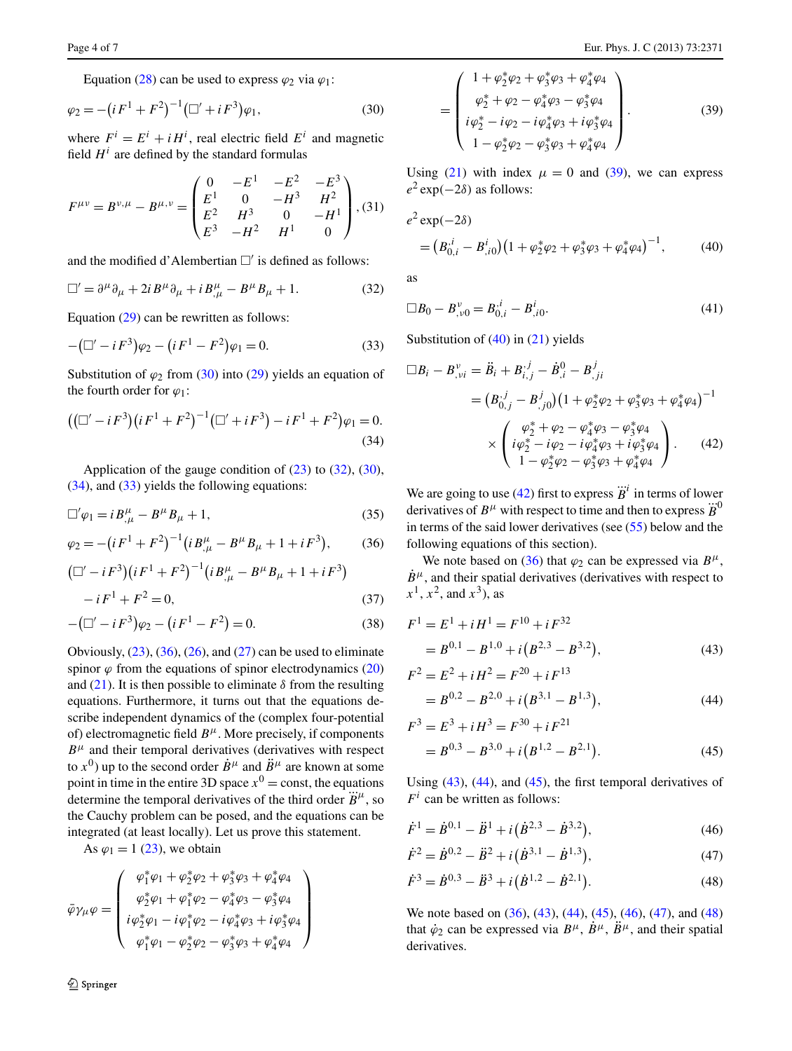Equation (28) can be used to express $\varphi_2$ via $\varphi_1$:

$$\varphi_2 = -\left(iF^1 + F^2\right)^{-1}\left(\Box' + iF^3\right)\varphi_1, \tag{30}$$

where $F^i = E^i + iH^i$, real electric field $E^i$ and magnetic field $H^i$ are defined by the standard formulas

$$F^{\mu\nu} = B^{\nu,\mu} - B^{\mu,\nu} = \begin{pmatrix} 0 & -E^1 & -E^2 & -E^3 \\ E^1 & 0 & -H^3 & H^2 \\ E^2 & H^3 & 0 & -H^1 \\ E^3 & -H^2 & H^1 & 0 \end{pmatrix}, \tag{31}$$

and the modified d'Alembertian $\Box'$ is defined as follows:

$$\Box' = \partial^\mu\partial_\mu + 2iB^\mu\partial_\mu + iB^\mu_{,\mu} - B^\mu B_\mu + 1. \tag{32}$$

Equation (29) can be rewritten as follows:

$$-\left(\Box' - iF^3\right)\varphi_2 - \left(iF^1 - F^2\right)\varphi_1 = 0. \tag{33}$$

Substitution of $\varphi_2$ from (30) into (29) yields an equation of the fourth order for $\varphi_1$:

$$\left(\left(\Box' - iF^3\right)\left(iF^1 + F^2\right)^{-1}\left(\Box' + iF^3\right) - iF^1 + F^2\right)\varphi_1 = 0. \tag{34}$$

Application of the gauge condition of (23) to (32), (30), (34), and (33) yields the following equations:

$$\Box'\varphi_1 = iB^\mu_{,\mu} - B^\mu B_\mu + 1, \tag{35}$$

$$\varphi_2 = -\left(iF^1 + F^2\right)^{-1}\left(iB^\mu_{,\mu} - B^\mu B_\mu + 1 + iF^3\right), \tag{36}$$

$$\left(\Box' - iF^3\right)\left(iF^1 + F^2\right)^{-1}\left(iB^\mu_{,\mu} - B^\mu B_\mu + 1 + iF^3\right) - iF^1 + F^2 = 0, \tag{37}$$

$$-\left(\Box' - iF^3\right)\varphi_2 - \left(iF^1 - F^2\right) = 0. \tag{38}$$

Obviously, (23), (36), (26), and (27) can be used to eliminate spinor $\varphi$ from the equations of spinor electrodynamics (20) and (21). It is then possible to eliminate $\delta$ from the resulting equations. Furthermore, it turns out that the equations describe independent dynamics of the (complex four-potential of) electromagnetic field $B^\mu$. More precisely, if components $B^\mu$ and their temporal derivatives (derivatives with respect to $x^0$) up to the second order $\dot{B}^\mu$ and $\ddot{B}^\mu$ are known at some point in time in the entire 3D space $x^0 = \text{const}$, the equations determine the temporal derivatives of the third order $\dddot{B}^\mu$, so the Cauchy problem can be posed, and the equations can be integrated (at least locally). Let us prove this statement.

As $\varphi_1 = 1$ (23), we obtain

$$\bar{\varphi}\gamma_\mu\varphi = \begin{pmatrix} \varphi_1^*\varphi_1 + \varphi_2^*\varphi_2 + \varphi_3^*\varphi_3 + \varphi_4^*\varphi_4 \\ \varphi_2^*\varphi_1 + \varphi_1^*\varphi_2 - \varphi_4^*\varphi_3 - \varphi_3^*\varphi_4 \\ i\varphi_2^*\varphi_1 - i\varphi_1^*\varphi_2 - i\varphi_4^*\varphi_3 + i\varphi_3^*\varphi_4 \\ \varphi_1^*\varphi_1 - \varphi_2^*\varphi_2 - \varphi_3^*\varphi_3 + \varphi_4^*\varphi_4 \end{pmatrix}$$

$$= \begin{pmatrix} 1 + \varphi_2^*\varphi_2 + \varphi_3^*\varphi_3 + \varphi_4^*\varphi_4 \\ \varphi_2^* + \varphi_2 - \varphi_4^*\varphi_3 - \varphi_3^*\varphi_4 \\ i\varphi_2^* - i\varphi_2 - i\varphi_4^*\varphi_3 + i\varphi_3^*\varphi_4 \\ 1 - \varphi_2^*\varphi_2 - \varphi_3^*\varphi_3 + \varphi_4^*\varphi_4 \end{pmatrix}. \tag{39}$$

Using (21) with index $\mu = 0$ and (39), we can express $e^2\exp(-2\delta)$ as follows:

$$e^2\exp(-2\delta) = \left(B^{,i}_{0,i} - B^i_{,i0}\right)\left(1 + \varphi_2^*\varphi_2 + \varphi_3^*\varphi_3 + \varphi_4^*\varphi_4\right)^{-1}, \tag{40}$$

as

$$\Box B_0 - B^\nu_{,\nu 0} = B^{,i}_{0,i} - B^i_{,i0}. \tag{41}$$

Substitution of (40) in (21) yields

$$\begin{aligned} \Box B_i - B^\nu_{,\nu i} &= \ddot{B}_i + B^{,j}_{i,j} - \dot{B}^0_{,i} - B^j_{,ji} \\ &= \left(B^{,j}_{0,j} - B^j_{,j0}\right)\left(1 + \varphi_2^*\varphi_2 + \varphi_3^*\varphi_3 + \varphi_4^*\varphi_4\right)^{-1} \\ &\quad\times \begin{pmatrix} \varphi_2^* + \varphi_2 - \varphi_4^*\varphi_3 - \varphi_3^*\varphi_4 \\ i\varphi_2^* - i\varphi_2 - i\varphi_4^*\varphi_3 + i\varphi_3^*\varphi_4 \\ 1 - \varphi_2^*\varphi_2 - \varphi_3^*\varphi_3 + \varphi_4^*\varphi_4 \end{pmatrix}. \end{aligned} \tag{42}$$

We are going to use (42) first to express $\dddot{B}^i$ in terms of lower derivatives of $B^\mu$ with respect to time and then to express $\dddot{B}^0$ in terms of the said lower derivatives (see (55) below and the following equations of this section).

We note based on (36) that $\varphi_2$ can be expressed via $B^\mu$, $\dot{B}^\mu$, and their spatial derivatives (derivatives with respect to $x^1$, $x^2$, and $x^3$), as

$$F^1 = E^1 + iH^1 = F^{10} + iF^{32} = B^{0,1} - B^{1,0} + i\left(B^{2,3} - B^{3,2}\right), \tag{43}$$

$$F^2 = E^2 + iH^2 = F^{20} + iF^{13} = B^{0,2} - B^{2,0} + i\left(B^{3,1} - B^{1,3}\right), \tag{44}$$

$$F^3 = E^3 + iH^3 = F^{30} + iF^{21} = B^{0,3} - B^{3,0} + i\left(B^{1,2} - B^{2,1}\right). \tag{45}$$

Using (43), (44), and (45), the first temporal derivatives of $F^i$ can be written as follows:

$$\dot{F}^1 = \dot{B}^{0,1} - \ddot{B}^1 + i\left(\dot{B}^{2,3} - \dot{B}^{3,2}\right), \tag{46}$$

$$\dot{F}^2 = \dot{B}^{0,2} - \ddot{B}^2 + i\left(\dot{B}^{3,1} - \dot{B}^{1,3}\right), \tag{47}$$

$$\dot{F}^3 = \dot{B}^{0,3} - \ddot{B}^3 + i\left(\dot{B}^{1,2} - \dot{B}^{2,1}\right). \tag{48}$$

We note based on (36), (43), (44), (45), (46), (47), and (48) that $\dot{\varphi}_2$ can be expressed via $B^\mu$, $\dot{B}^\mu$, $\ddot{B}^\mu$, and their spatial derivatives.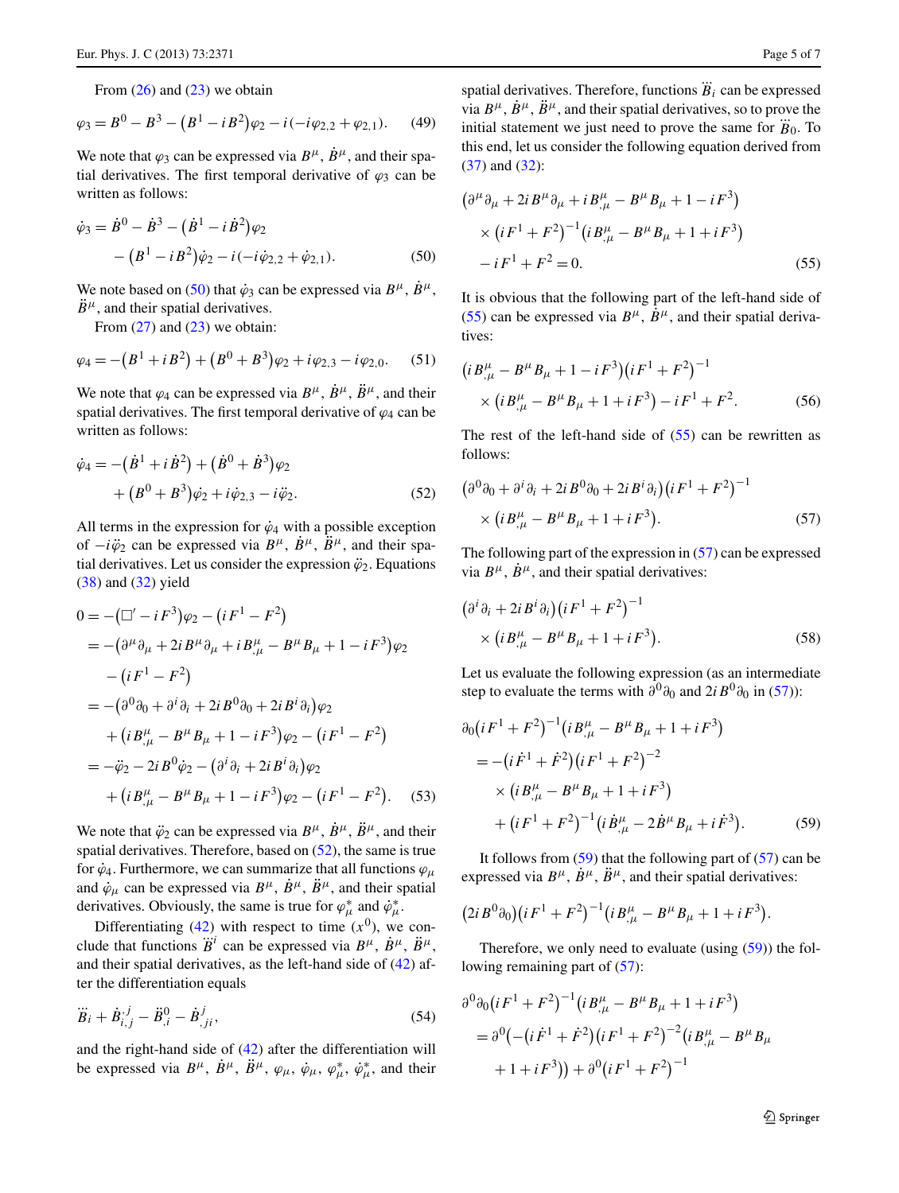From (26) and (23) we obtain

$$\varphi_3 = B^0 - B^3 - \left(B^1 - iB^2\right)\varphi_2 - i(-i\varphi_{2,2} + \varphi_{2,1}). \tag{49}$$

We note that $\varphi_3$ can be expressed via $B^\mu$, $\dot{B}^\mu$, and their spatial derivatives. The first temporal derivative of $\varphi_3$ can be written as follows:

$$\dot{\varphi}_3 = \dot{B}^0 - \dot{B}^3 - \left(\dot{B}^1 - i\dot{B}^2\right)\varphi_2 - \left(B^1 - iB^2\right)\dot{\varphi}_2 - i(-i\dot{\varphi}_{2,2} + \dot{\varphi}_{2,1}). \tag{50}$$

We note based on (50) that $\dot{\varphi}_3$ can be expressed via $B^\mu$, $\dot{B}^\mu$, $\ddot{B}^\mu$, and their spatial derivatives.

From (27) and (23) we obtain:

$$\varphi_4 = -\left(B^1 + iB^2\right) + \left(B^0 + B^3\right)\varphi_2 + i\varphi_{2,3} - i\varphi_{2,0}. \tag{51}$$

We note that $\varphi_4$ can be expressed via $B^\mu$, $\dot{B}^\mu$, $\ddot{B}^\mu$, and their spatial derivatives. The first temporal derivative of $\varphi_4$ can be written as follows:

$$\dot{\varphi}_4 = -\left(\dot{B}^1 + i\dot{B}^2\right) + \left(\dot{B}^0 + \dot{B}^3\right)\varphi_2 + \left(B^0 + B^3\right)\dot{\varphi}_2 + i\dot{\varphi}_{2,3} - i\ddot{\varphi}_2. \tag{52}$$

All terms in the expression for $\dot{\varphi}_4$ with a possible exception of $-i\ddot{\varphi}_2$ can be expressed via $B^\mu$, $\dot{B}^\mu$, $\ddot{B}^\mu$, and their spatial derivatives. Let us consider the expression $\ddot{\varphi}_2$. Equations (38) and (32) yield

$$\begin{aligned}
0 &= -\left(\Box' - iF^3\right)\varphi_2 - \left(iF^1 - F^2\right) \\
&= -\left(\partial^\mu\partial_\mu + 2iB^\mu\partial_\mu + iB^\mu_{,\mu} - B^\mu B_\mu + 1 - iF^3\right)\varphi_2 \\
&\quad - \left(iF^1 - F^2\right) \\
&= -\left(\partial^0\partial_0 + \partial^i\partial_i + 2iB^0\partial_0 + 2iB^i\partial_i\right)\varphi_2 \\
&\quad + \left(iB^\mu_{,\mu} - B^\mu B_\mu + 1 - iF^3\right)\varphi_2 - \left(iF^1 - F^2\right) \\
&= -\ddot{\varphi}_2 - 2iB^0\dot{\varphi}_2 - \left(\partial^i\partial_i + 2iB^i\partial_i\right)\varphi_2 \\
&\quad + \left(iB^\mu_{,\mu} - B^\mu B_\mu + 1 - iF^3\right)\varphi_2 - \left(iF^1 - F^2\right).
\end{aligned} \tag{53}$$

We note that $\ddot{\varphi}_2$ can be expressed via $B^\mu$, $\dot{B}^\mu$, $\ddot{B}^\mu$, and their spatial derivatives. Therefore, based on (52), the same is true for $\dot{\varphi}_4$. Furthermore, we can summarize that all functions $\varphi_\mu$ and $\dot{\varphi}_\mu$ can be expressed via $B^\mu$, $\dot{B}^\mu$, $\ddot{B}^\mu$, and their spatial derivatives. Obviously, the same is true for $\varphi^*_\mu$ and $\dot{\varphi}^*_\mu$.

Differentiating (42) with respect to time ($x^0$), we conclude that functions $\dddot{B}^i$ can be expressed via $B^\mu$, $\dot{B}^\mu$, $\ddot{B}^\mu$, and their spatial derivatives, as the left-hand side of (42) after the differentiation equals

$$\dddot{B}_i + \dot{B}^{,j}_{i,j} - \ddot{B}^0_{,i} - \dot{B}^{,j}_{,ji}, \tag{54}$$

and the right-hand side of (42) after the differentiation will be expressed via $B^\mu$, $\dot{B}^\mu$, $\ddot{B}^\mu$, $\varphi_\mu$, $\dot{\varphi}_\mu$, $\varphi^*_\mu$, $\dot{\varphi}^*_\mu$, and their spatial derivatives. Therefore, functions $\dddot{B}_i$ can be expressed via $B^\mu$, $\dot{B}^\mu$, $\ddot{B}^\mu$, and their spatial derivatives, so to prove the initial statement we just need to prove the same for $\dddot{B}_0$. To this end, let us consider the following equation derived from (37) and (32):

$$\begin{aligned}
&\left(\partial^\mu\partial_\mu + 2iB^\mu\partial_\mu + iB^\mu_{,\mu} - B^\mu B_\mu + 1 - iF^3\right) \\
&\quad \times \left(iF^1 + F^2\right)^{-1}\left(iB^\mu_{,\mu} - B^\mu B_\mu + 1 + iF^3\right) \\
&\quad - iF^1 + F^2 = 0.
\end{aligned} \tag{55}$$

It is obvious that the following part of the left-hand side of (55) can be expressed via $B^\mu$, $\dot{B}^\mu$, and their spatial derivatives:

$$\begin{aligned}
&\left(iB^\mu_{,\mu} - B^\mu B_\mu + 1 - iF^3\right)\left(iF^1 + F^2\right)^{-1} \\
&\quad \times \left(iB^\mu_{,\mu} - B^\mu B_\mu + 1 + iF^3\right) - iF^1 + F^2.
\end{aligned} \tag{56}$$

The rest of the left-hand side of (55) can be rewritten as follows:

$$\begin{aligned}
&\left(\partial^0\partial_0 + \partial^i\partial_i + 2iB^0\partial_0 + 2iB^i\partial_i\right)\left(iF^1 + F^2\right)^{-1} \\
&\quad \times \left(iB^\mu_{,\mu} - B^\mu B_\mu + 1 + iF^3\right).
\end{aligned} \tag{57}$$

The following part of the expression in (57) can be expressed via $B^\mu$, $\dot{B}^\mu$, and their spatial derivatives:

$$\begin{aligned}
&\left(\partial^i\partial_i + 2iB^i\partial_i\right)\left(iF^1 + F^2\right)^{-1} \\
&\quad \times \left(iB^\mu_{,\mu} - B^\mu B_\mu + 1 + iF^3\right).
\end{aligned} \tag{58}$$

Let us evaluate the following expression (as an intermediate step to evaluate the terms with $\partial^0\partial_0$ and $2iB^0\partial_0$ in (57)):

$$\begin{aligned}
&\partial_0\left(iF^1 + F^2\right)^{-1}\left(iB^\mu_{,\mu} - B^\mu B_\mu + 1 + iF^3\right) \\
&= -\left(i\dot{F}^1 + \dot{F}^2\right)\left(iF^1 + F^2\right)^{-2} \\
&\quad \times \left(iB^\mu_{,\mu} - B^\mu B_\mu + 1 + iF^3\right) \\
&\quad + \left(iF^1 + F^2\right)^{-1}\left(i\dot{B}^\mu_{,\mu} - 2\dot{B}^\mu B_\mu + i\dot{F}^3\right).
\end{aligned} \tag{59}$$

It follows from (59) that the following part of (57) can be expressed via $B^\mu$, $\dot{B}^\mu$, $\ddot{B}^\mu$, and their spatial derivatives:

$$\left(2iB^0\partial_0\right)\left(iF^1 + F^2\right)^{-1}\left(iB^\mu_{,\mu} - B^\mu B_\mu + 1 + iF^3\right).$$

Therefore, we only need to evaluate (using (59)) the following remaining part of (57):

$$\begin{aligned}
&\partial^0\partial_0\left(iF^1 + F^2\right)^{-1}\left(iB^\mu_{,\mu} - B^\mu B_\mu + 1 + iF^3\right) \\
&= \partial^0\left(-\left(i\dot{F}^1 + \dot{F}^2\right)\left(iF^1 + F^2\right)^{-2}\left(iB^\mu_{,\mu} - B^\mu B_\mu \right.\right. \\
&\quad \left.\left. + 1 + iF^3\right)\right) + \partial^0\left(iF^1 + F^2\right)^{-1}
\end{aligned}$$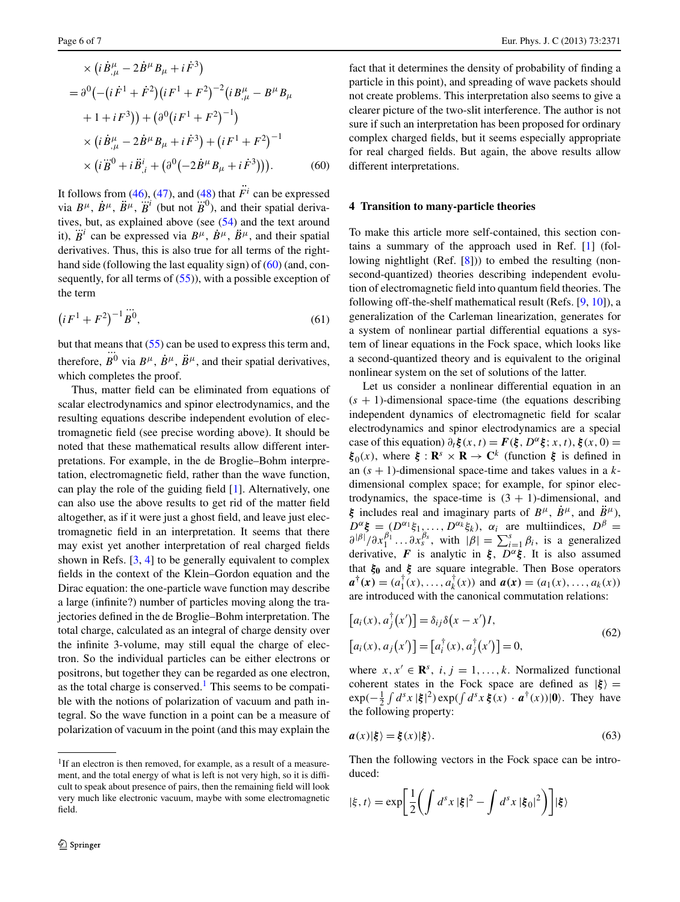$$
\begin{aligned}
&\times \left(i\dot{B}^{\mu}_{,\mu} - 2\dot{B}^{\mu}B_{\mu} + i\dot{F}^3\right) \\
&= \partial^0\left(-\left(i\dot{F}^1 + \dot{F}^2\right)\left(iF^1 + F^2\right)^{-2}\left(iB^{\mu}_{,\mu} - B^{\mu}B_{\mu}\right.\right. \\
&\quad \left.\left. + 1 + iF^3\right)\right) + \left(\partial^0\left(iF^1 + F^2\right)^{-1}\right) \\
&\quad \times \left(i\dot{B}^{\mu}_{,\mu} - 2\dot{B}^{\mu}B_{\mu} + i\dot{F}^3\right) + \left(iF^1 + F^2\right)^{-1} \\
&\quad \times \left(i\dddot{B}^0 + i\ddot{B}^i_{,i} + \left(\partial^0\left(-2\dot{B}^{\mu}B_{\mu} + i\dot{F}^3\right)\right)\right).
\end{aligned}
\tag{60}
$$

It follows from (46), (47), and (48) that $\ddot{F}^i$ can be expressed via $B^\mu$, $\dot{B}^\mu$, $\ddot{B}^\mu$, $\dddot{B}^i$ (but not $\dddot{B}^0$), and their spatial derivatives, but, as explained above (see (54) and the text around it), $\dddot{B}^i$ can be expressed via $B^\mu$, $\dot{B}^\mu$, $\ddot{B}^\mu$, and their spatial derivatives. Thus, this is also true for all terms of the right-hand side (following the last equality sign) of (60) (and, consequently, for all terms of (55)), with a possible exception of the term

$$
\left(iF^1 + F^2\right)^{-1}\dddot{B}^0,
\tag{61}
$$

but that means that (55) can be used to express this term and, therefore, $\dddot{B}^0$ via $B^\mu$, $\dot{B}^\mu$, $\ddot{B}^\mu$, and their spatial derivatives, which completes the proof.

Thus, matter field can be eliminated from equations of scalar electrodynamics and spinor electrodynamics, and the resulting equations describe independent evolution of electromagnetic field (see precise wording above). It should be noted that these mathematical results allow different interpretations. For example, in the de Broglie–Bohm interpretation, electromagnetic field, rather than the wave function, can play the role of the guiding field [1]. Alternatively, one can also use the above results to get rid of the matter field altogether, as if it were just a ghost field, and leave just electromagnetic field in an interpretation. It seems that there may exist yet another interpretation of real charged fields shown in Refs. [3, 4] to be generally equivalent to complex fields in the context of the Klein–Gordon equation and the Dirac equation: the one-particle wave function may describe a large (infinite?) number of particles moving along the trajectories defined in the de Broglie–Bohm interpretation. The total charge, calculated as an integral of charge density over the infinite 3-volume, may still equal the charge of electron. So the individual particles can be either electrons or positrons, but together they can be regarded as one electron, as the total charge is conserved.[1] This seems to be compatible with the notions of polarization of vacuum and path integral. So the wave function in a point can be a measure of polarization of vacuum in the point (and this may explain the fact that it determines the density of probability of finding a particle in this point), and spreading of wave packets should not create problems. This interpretation also seems to give a clearer picture of the two-slit interference. The author is not sure if such an interpretation has been proposed for ordinary complex charged fields, but it seems especially appropriate for real charged fields. But again, the above results allow different interpretations.

[1] If an electron is then removed, for example, as a result of a measurement, and the total energy of what is left is not very high, so it is difficult to speak about presence of pairs, then the remaining field will look very much like electronic vacuum, maybe with some electromagnetic field.

## 4 Transition to many-particle theories

To make this article more self-contained, this section contains a summary of the approach used in Ref. [1] (following nightlight (Ref. [8])) to embed the resulting (non-second-quantized) theories describing independent evolution of electromagnetic field into quantum field theories. The following off-the-shelf mathematical result (Refs. [9, 10]), a generalization of the Carleman linearization, generates for a system of nonlinear partial differential equations a system of linear equations in the Fock space, which looks like a second-quantized theory and is equivalent to the original nonlinear system on the set of solutions of the latter.

Let us consider a nonlinear differential equation in an $(s+1)$-dimensional space-time (the equations describing independent dynamics of electromagnetic field for scalar electrodynamics and spinor electrodynamics are a special case of this equation) $\partial_t \boldsymbol{\xi}(x,t) = \boldsymbol{F}(\boldsymbol{\xi}, D^\alpha \boldsymbol{\xi}; x, t)$, $\boldsymbol{\xi}(x,0) = \boldsymbol{\xi}_0(x)$, where $\boldsymbol{\xi} : \mathbf{R}^s \times \mathbf{R} \to \mathbf{C}^k$ (function $\boldsymbol{\xi}$ is defined in an $(s+1)$-dimensional space-time and takes values in a $k$-dimensional complex space; for example, for spinor electrodynamics, the space-time is $(3+1)$-dimensional, and $\boldsymbol{\xi}$ includes real and imaginary parts of $B^\mu$, $\dot{B}^\mu$, and $\ddot{B}^\mu$), $D^\alpha \boldsymbol{\xi} = (D^{\alpha_1}\xi_1, \ldots, D^{\alpha_k}\xi_k)$, $\alpha_i$ are multiindices, $D^\beta = \partial^{|\beta|}/\partial x_1^{\beta_1} \ldots \partial x_s^{\beta_s}$, with $|\beta| = \sum_{i=1}^s \beta_i$, is a generalized derivative, $\boldsymbol{F}$ is analytic in $\boldsymbol{\xi}$, $D^\alpha \boldsymbol{\xi}$. It is also assumed that $\boldsymbol{\xi_0}$ and $\boldsymbol{\xi}$ are square integrable. Then Bose operators $\boldsymbol{a}^\dagger(\boldsymbol{x}) = (a_1^\dagger(x), \ldots, a_k^\dagger(x))$ and $\boldsymbol{a}(\boldsymbol{x}) = (a_1(x), \ldots, a_k(x))$ are introduced with the canonical commutation relations:

$$
\begin{aligned}
&\left[a_i(x), a_j^\dagger(x')\right] = \delta_{ij}\delta(x - x')I, \\
&\left[a_i(x), a_j(x')\right] = \left[a_i^\dagger(x), a_j^\dagger(x')\right] = 0,
\end{aligned}
\tag{62}
$$

where $x, x' \in \mathbf{R}^s$, $i, j = 1, \ldots, k$. Normalized functional coherent states in the Fock space are defined as $|\boldsymbol{\xi}\rangle = \exp(-\frac{1}{2}\int d^s x\, |\boldsymbol{\xi}|^2)\exp(\int d^s x\, \boldsymbol{\xi}(x) \cdot \boldsymbol{a}^\dagger(x))|\mathbf{0}\rangle$. They have the following property:

$$
\boldsymbol{a}(x)|\boldsymbol{\xi}\rangle = \boldsymbol{\xi}(x)|\boldsymbol{\xi}\rangle.
\tag{63}
$$

Then the following vectors in the Fock space can be introduced:

$$
|\xi, t\rangle = \exp\left[\frac{1}{2}\left(\int d^s x\, |\boldsymbol{\xi}|^2 - \int d^s x\, |\boldsymbol{\xi}_0|^2\right)\right]|\boldsymbol{\xi}\rangle
$$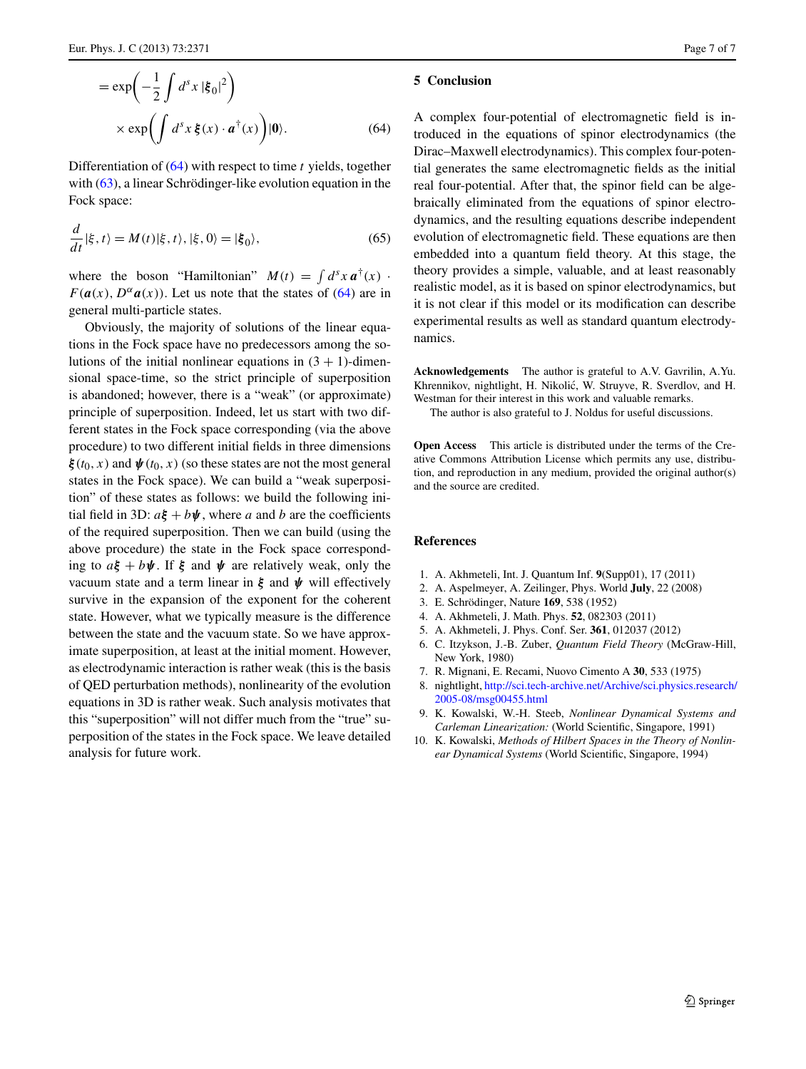$$= \exp\left(-\frac{1}{2}\int d^s x\,|\boldsymbol{\xi}_0|^2\right) \times \exp\left(\int d^s x\,\boldsymbol{\xi}(x)\cdot \boldsymbol{a}^\dagger(x)\right)|\mathbf{0}\rangle. \tag{64}$$

Differentiation of (64) with respect to time $t$ yields, together with (63), a linear Schrödinger-like evolution equation in the Fock space:

$$\frac{d}{dt}|\xi,t\rangle = M(t)|\xi,t\rangle, \quad |\xi,0\rangle = |\boldsymbol{\xi}_0\rangle, \tag{65}$$

where the boson "Hamiltonian" $M(t) = \int d^s x\,\boldsymbol{a}^\dagger(x)\cdot F(\boldsymbol{a}(x), D^\alpha \boldsymbol{a}(x))$. Let us note that the states of (64) are in general multi-particle states.

Obviously, the majority of solutions of the linear equations in the Fock space have no predecessors among the solutions of the initial nonlinear equations in $(3+1)$-dimensional space-time, so the strict principle of superposition is abandoned; however, there is a "weak" (or approximate) principle of superposition. Indeed, let us start with two different states in the Fock space corresponding (via the above procedure) to two different initial fields in three dimensions $\boldsymbol{\xi}(t_0, x)$ and $\boldsymbol{\psi}(t_0, x)$ (so these states are not the most general states in the Fock space). We can build a "weak superposition" of these states as follows: we build the following initial field in 3D: $a\boldsymbol{\xi} + b\boldsymbol{\psi}$, where $a$ and $b$ are the coefficients of the required superposition. Then we can build (using the above procedure) the state in the Fock space corresponding to $a\boldsymbol{\xi} + b\boldsymbol{\psi}$. If $\boldsymbol{\xi}$ and $\boldsymbol{\psi}$ are relatively weak, only the vacuum state and a term linear in $\boldsymbol{\xi}$ and $\boldsymbol{\psi}$ will effectively survive in the expansion of the exponent for the coherent state. However, what we typically measure is the difference between the state and the vacuum state. So we have approximate superposition, at least at the initial moment. However, as electrodynamic interaction is rather weak (this is the basis of QED perturbation methods), nonlinearity of the evolution equations in 3D is rather weak. Such analysis motivates that this "superposition" will not differ much from the "true" superposition of the states in the Fock space. We leave detailed analysis for future work.

## 5 Conclusion

A complex four-potential of electromagnetic field is introduced in the equations of spinor electrodynamics (the Dirac–Maxwell electrodynamics). This complex four-potential generates the same electromagnetic fields as the initial real four-potential. After that, the spinor field can be algebraically eliminated from the equations of spinor electrodynamics, and the resulting equations describe independent evolution of electromagnetic field. These equations are then embedded into a quantum field theory. At this stage, the theory provides a simple, valuable, and at least reasonably realistic model, as it is based on spinor electrodynamics, but it is not clear if this model or its modification can describe experimental results as well as standard quantum electrodynamics.

**Acknowledgements** The author is grateful to A.V. Gavrilin, A.Yu. Khrennikov, nightlight, H. Nikolić, W. Struyve, R. Sverdlov, and H. Westman for their interest in this work and valuable remarks.

The author is also grateful to J. Noldus for useful discussions.

**Open Access** This article is distributed under the terms of the Creative Commons Attribution License which permits any use, distribution, and reproduction in any medium, provided the original author(s) and the source are credited.

## References

1. A. Akhmeteli, Int. J. Quantum Inf. **9**(Supp01), 17 (2011)
2. A. Aspelmeyer, A. Zeilinger, Phys. World **July**, 22 (2008)
3. E. Schrödinger, Nature **169**, 538 (1952)
4. A. Akhmeteli, J. Math. Phys. **52**, 082303 (2011)
5. A. Akhmeteli, J. Phys. Conf. Ser. **361**, 012037 (2012)
6. C. Itzykson, J.-B. Zuber, *Quantum Field Theory* (McGraw-Hill, New York, 1980)
7. R. Mignani, E. Recami, Nuovo Cimento A **30**, 533 (1975)
8. nightlight, http://sci.tech-archive.net/Archive/sci.physics.research/2005-08/msg00455.html
9. K. Kowalski, W.-H. Steeb, *Nonlinear Dynamical Systems and Carleman Linearization:* (World Scientific, Singapore, 1991)
10. K. Kowalski, *Methods of Hilbert Spaces in the Theory of Nonlinear Dynamical Systems* (World Scientific, Singapore, 1994)